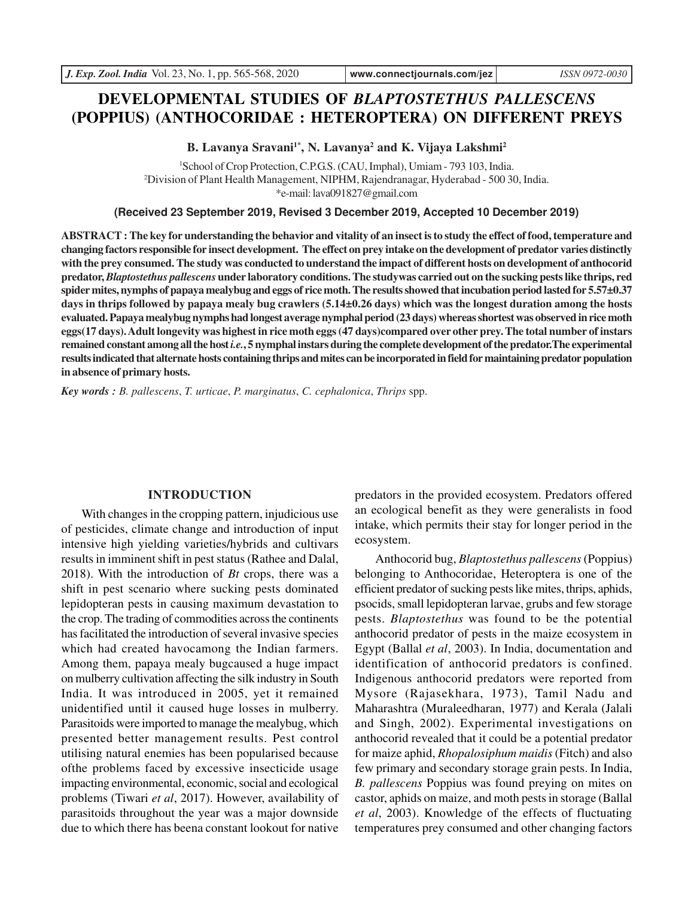# DEVELOPMENTAL STUDIES OF *BLAPTOSTETHUS PALLESCENS* (POPPIUS) (ANTHOCORIDAE : HETEROPTERA) ON DIFFERENT PREYS

**B. Lavanya Sravani[1*], N. Lavanya[2] and K. Vijaya Lakshmi[2]**

[1]School of Crop Protection, C.P.G.S. (CAU, Imphal), Umiam - 793 103, India.
[2]Division of Plant Health Management, NIPHM, Rajendranagar, Hyderabad - 500 30, India.
*e-mail: lava091827@gmail.com

**(Received 23 September 2019, Revised 3 December 2019, Accepted 10 December 2019)**

**ABSTRACT : The key for understanding the behavior and vitality of an insect is to study the effect of food, temperature and changing factors responsible for insect development. The effect on prey intake on the development of predator varies distinctly with the prey consumed. The study was conducted to understand the impact of different hosts on development of anthocorid predator, *Blaptostethus pallescens* under laboratory conditions. The studywas carried out on the sucking pests like thrips, red spider mites, nymphs of papaya mealybug and eggs of rice moth. The results showed that incubation period lasted for 5.57±0.37 days in thrips followed by papaya mealy bug crawlers (5.14±0.26 days) which was the longest duration among the hosts evaluated. Papaya mealybug nymphs had longest average nymphal period (23 days) whereas shortest was observed in rice moth eggs(17 days). Adult longevity was highest in rice moth eggs (47 days)compared over other prey. The total number of instars remained constant among all the host *i.e.*, 5 nymphal instars during the complete development of the predator.The experimental results indicated that alternate hosts containing thrips and mites can be incorporated in field for maintaining predator population in absence of primary hosts.**

***Key words :*** *B. pallescens*, *T. urticae*, *P. marginatus*, *C. cephalonica*, *Thrips* spp.

## INTRODUCTION

With changes in the cropping pattern, injudicious use of pesticides, climate change and introduction of input intensive high yielding varieties/hybrids and cultivars results in imminent shift in pest status (Rathee and Dalal, 2018). With the introduction of *Bt* crops, there was a shift in pest scenario where sucking pests dominated lepidopteran pests in causing maximum devastation to the crop. The trading of commodities across the continents has facilitated the introduction of several invasive species which had created havocamong the Indian farmers. Among them, papaya mealy bugcaused a huge impact on mulberry cultivation affecting the silk industry in South India. It was introduced in 2005, yet it remained unidentified until it caused huge losses in mulberry. Parasitoids were imported to manage the mealybug, which presented better management results. Pest control utilising natural enemies has been popularised because ofthe problems faced by excessive insecticide usage impacting environmental, economic, social and ecological problems (Tiwari *et al*, 2017). However, availability of parasitoids throughout the year was a major downside due to which there has beena constant lookout for native predators in the provided ecosystem. Predators offered an ecological benefit as they were generalists in food intake, which permits their stay for longer period in the ecosystem.

Anthocorid bug, *Blaptostethus pallescens* (Poppius) belonging to Anthocoridae, Heteroptera is one of the efficient predator of sucking pests like mites, thrips, aphids, psocids, small lepidopteran larvae, grubs and few storage pests. *Blaptostethus* was found to be the potential anthocorid predator of pests in the maize ecosystem in Egypt (Ballal *et al*, 2003). In India, documentation and identification of anthocorid predators is confined. Indigenous anthocorid predators were reported from Mysore (Rajasekhara, 1973), Tamil Nadu and Maharashtra (Muraleedharan, 1977) and Kerala (Jalali and Singh, 2002). Experimental investigations on anthocorid revealed that it could be a potential predator for maize aphid, *Rhopalosiphum maidis* (Fitch) and also few primary and secondary storage grain pests. In India, *B. pallescens* Poppius was found preying on mites on castor, aphids on maize, and moth pests in storage (Ballal *et al*, 2003). Knowledge of the effects of fluctuating temperatures prey consumed and other changing factors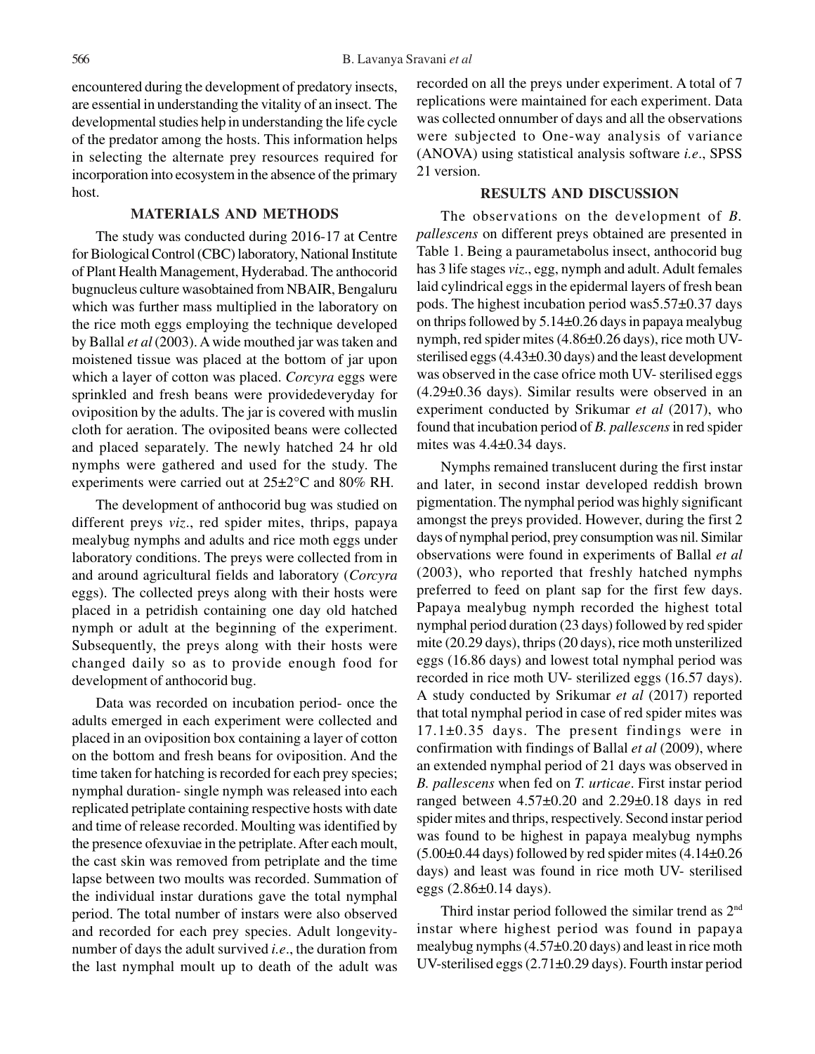encountered during the development of predatory insects, are essential in understanding the vitality of an insect. The developmental studies help in understanding the life cycle of the predator among the hosts. This information helps in selecting the alternate prey resources required for incorporation into ecosystem in the absence of the primary host.

## MATERIALS AND METHODS

The study was conducted during 2016-17 at Centre for Biological Control (CBC) laboratory, National Institute of Plant Health Management, Hyderabad. The anthocorid bugnucleus culture wasobtained from NBAIR, Bengaluru which was further mass multiplied in the laboratory on the rice moth eggs employing the technique developed by Ballal *et al* (2003). A wide mouthed jar was taken and moistened tissue was placed at the bottom of jar upon which a layer of cotton was placed. *Corcyra* eggs were sprinkled and fresh beans were providedeveryday for oviposition by the adults. The jar is covered with muslin cloth for aeration. The oviposited beans were collected and placed separately. The newly hatched 24 hr old nymphs were gathered and used for the study. The experiments were carried out at 25±2°C and 80% RH.

The development of anthocorid bug was studied on different preys *viz*., red spider mites, thrips, papaya mealybug nymphs and adults and rice moth eggs under laboratory conditions. The preys were collected from in and around agricultural fields and laboratory (*Corcyra* eggs). The collected preys along with their hosts were placed in a petridish containing one day old hatched nymph or adult at the beginning of the experiment. Subsequently, the preys along with their hosts were changed daily so as to provide enough food for development of anthocorid bug.

Data was recorded on incubation period- once the adults emerged in each experiment were collected and placed in an oviposition box containing a layer of cotton on the bottom and fresh beans for oviposition. And the time taken for hatching is recorded for each prey species; nymphal duration- single nymph was released into each replicated petriplate containing respective hosts with date and time of release recorded. Moulting was identified by the presence ofexuviae in the petriplate. After each moult, the cast skin was removed from petriplate and the time lapse between two moults was recorded. Summation of the individual instar durations gave the total nymphal period. The total number of instars were also observed and recorded for each prey species. Adult longevity- number of days the adult survived *i.e*., the duration from the last nymphal moult up to death of the adult was recorded on all the preys under experiment. A total of 7 replications were maintained for each experiment. Data was collected onnumber of days and all the observations were subjected to One-way analysis of variance (ANOVA) using statistical analysis software *i.e*., SPSS 21 version.

## RESULTS AND DISCUSSION

The observations on the development of *B. pallescens* on different preys obtained are presented in Table 1. Being a paurametabolus insect, anthocorid bug has 3 life stages *viz*., egg, nymph and adult. Adult females laid cylindrical eggs in the epidermal layers of fresh bean pods. The highest incubation period was5.57±0.37 days on thrips followed by 5.14±0.26 days in papaya mealybug nymph, red spider mites (4.86±0.26 days), rice moth UV-sterilised eggs (4.43±0.30 days) and the least development was observed in the case ofrice moth UV- sterilised eggs (4.29±0.36 days). Similar results were observed in an experiment conducted by Srikumar *et al* (2017), who found that incubation period of *B. pallescens* in red spider mites was 4.4±0.34 days.

Nymphs remained translucent during the first instar and later, in second instar developed reddish brown pigmentation. The nymphal period was highly significant amongst the preys provided. However, during the first 2 days of nymphal period, prey consumption was nil. Similar observations were found in experiments of Ballal *et al* (2003), who reported that freshly hatched nymphs preferred to feed on plant sap for the first few days. Papaya mealybug nymph recorded the highest total nymphal period duration (23 days) followed by red spider mite (20.29 days), thrips (20 days), rice moth unsterilized eggs (16.86 days) and lowest total nymphal period was recorded in rice moth UV- sterilized eggs (16.57 days). A study conducted by Srikumar *et al* (2017) reported that total nymphal period in case of red spider mites was 17.1±0.35 days. The present findings were in confirmation with findings of Ballal *et al* (2009), where an extended nymphal period of 21 days was observed in *B. pallescens* when fed on *T. urticae*. First instar period ranged between 4.57±0.20 and 2.29±0.18 days in red spider mites and thrips, respectively. Second instar period was found to be highest in papaya mealybug nymphs (5.00±0.44 days) followed by red spider mites (4.14±0.26 days) and least was found in rice moth UV- sterilised eggs (2.86±0.14 days).

Third instar period followed the similar trend as 2nd instar where highest period was found in papaya mealybug nymphs (4.57±0.20 days) and least in rice moth UV-sterilised eggs (2.71±0.29 days). Fourth instar period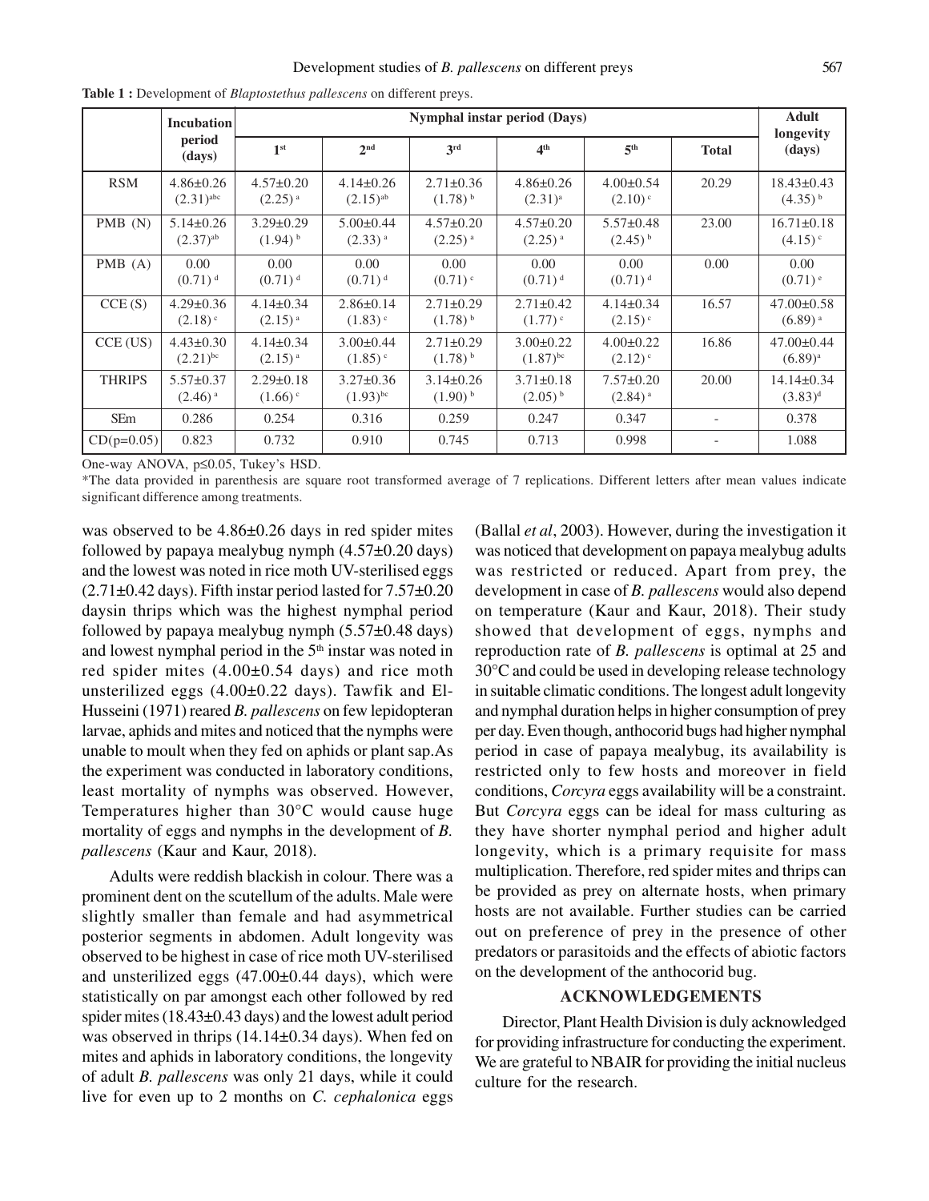**Table 1 :** Development of *Blaptostethus pallescens* on different preys.

| | Incubation period (days) | Nymphal instar period (Days) | | | | | | Adult longevity (days) |
|---|---|---|---|---|---|---|---|---|
| | | 1st | 2nd | 3rd | 4th | 5th | Total | |
| RSM | 4.86±0.26 (2.31)[abc] | 4.57±0.20 (2.25)[a] | 4.14±0.26 (2.15)[ab] | 2.71±0.36 (1.78)[b] | 4.86±0.26 (2.31)[a] | 4.00±0.54 (2.10)[c] | 20.29 | 18.43±0.43 (4.35)[b] |
| PMB (N) | 5.14±0.26 (2.37)[ab] | 3.29±0.29 (1.94)[b] | 5.00±0.44 (2.33)[a] | 4.57±0.20 (2.25)[a] | 4.57±0.20 (2.25)[a] | 5.57±0.48 (2.45)[b] | 23.00 | 16.71±0.18 (4.15)[c] |
| PMB (A) | 0.00 (0.71)[d] | 0.00 (0.71)[d] | 0.00 (0.71)[d] | 0.00 (0.71)[c] | 0.00 (0.71)[d] | 0.00 (0.71)[d] | 0.00 | 0.00 (0.71)[e] |
| CCE (S) | 4.29±0.36 (2.18)[c] | 4.14±0.34 (2.15)[a] | 2.86±0.14 (1.83)[c] | 2.71±0.29 (1.78)[b] | 2.71±0.42 (1.77)[c] | 4.14±0.34 (2.15)[c] | 16.57 | 47.00±0.58 (6.89)[a] |
| CCE (US) | 4.43±0.30 (2.21)[bc] | 4.14±0.34 (2.15)[a] | 3.00±0.44 (1.85)[c] | 2.71±0.29 (1.78)[b] | 3.00±0.22 (1.87)[bc] | 4.00±0.22 (2.12)[c] | 16.86 | 47.00±0.44 (6.89)[a] |
| THRIPS | 5.57±0.37 (2.46)[a] | 2.29±0.18 (1.66)[c] | 3.27±0.36 (1.93)[bc] | 3.14±0.26 (1.90)[b] | 3.71±0.18 (2.05)[b] | 7.57±0.20 (2.84)[a] | 20.00 | 14.14±0.34 (3.83)[d] |
| SEm | 0.286 | 0.254 | 0.316 | 0.259 | 0.247 | 0.347 | - | 0.378 |
| CD(p=0.05) | 0.823 | 0.732 | 0.910 | 0.745 | 0.713 | 0.998 | - | 1.088 |

One-way ANOVA, p≤0.05, Tukey's HSD.

*The data provided in parenthesis are square root transformed average of 7 replications. Different letters after mean values indicate significant difference among treatments.

was observed to be 4.86±0.26 days in red spider mites followed by papaya mealybug nymph (4.57±0.20 days) and the lowest was noted in rice moth UV-sterilised eggs (2.71±0.42 days). Fifth instar period lasted for 7.57±0.20 daysin thrips which was the highest nymphal period followed by papaya mealybug nymph (5.57±0.48 days) and lowest nymphal period in the 5th instar was noted in red spider mites (4.00±0.54 days) and rice moth unsterilized eggs (4.00±0.22 days). Tawfik and El-Husseini (1971) reared *B. pallescens* on few lepidopteran larvae, aphids and mites and noticed that the nymphs were unable to moult when they fed on aphids or plant sap.As the experiment was conducted in laboratory conditions, least mortality of nymphs was observed. However, Temperatures higher than 30°C would cause huge mortality of eggs and nymphs in the development of *B. pallescens* (Kaur and Kaur, 2018).

Adults were reddish blackish in colour. There was a prominent dent on the scutellum of the adults. Male were slightly smaller than female and had asymmetrical posterior segments in abdomen. Adult longevity was observed to be highest in case of rice moth UV-sterilised and unsterilized eggs (47.00±0.44 days), which were statistically on par amongst each other followed by red spider mites (18.43±0.43 days) and the lowest adult period was observed in thrips (14.14±0.34 days). When fed on mites and aphids in laboratory conditions, the longevity of adult *B. pallescens* was only 21 days, while it could live for even up to 2 months on *C. cephalonica* eggs (Ballal *et al*, 2003). However, during the investigation it was noticed that development on papaya mealybug adults was restricted or reduced. Apart from prey, the development in case of *B. pallescens* would also depend on temperature (Kaur and Kaur, 2018). Their study showed that development of eggs, nymphs and reproduction rate of *B. pallescens* is optimal at 25 and 30°C and could be used in developing release technology in suitable climatic conditions. The longest adult longevity and nymphal duration helps in higher consumption of prey per day. Even though, anthocorid bugs had higher nymphal period in case of papaya mealybug, its availability is restricted only to few hosts and moreover in field conditions, *Corcyra* eggs availability will be a constraint. But *Corcyra* eggs can be ideal for mass culturing as they have shorter nymphal period and higher adult longevity, which is a primary requisite for mass multiplication. Therefore, red spider mites and thrips can be provided as prey on alternate hosts, when primary hosts are not available. Further studies can be carried out on preference of prey in the presence of other predators or parasitoids and the effects of abiotic factors on the development of the anthocorid bug.

## ACKNOWLEDGEMENTS

Director, Plant Health Division is duly acknowledged for providing infrastructure for conducting the experiment. We are grateful to NBAIR for providing the initial nucleus culture for the research.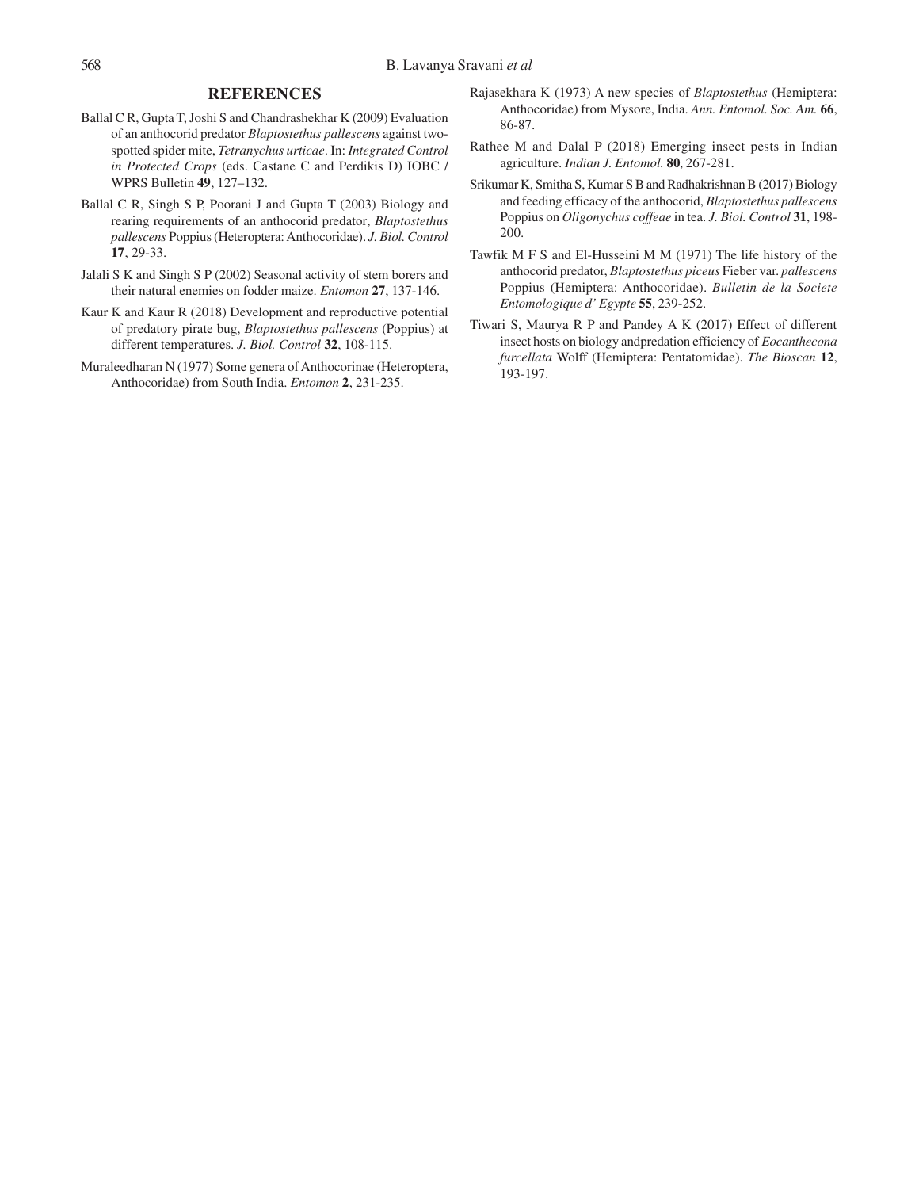## REFERENCES

Ballal C R, Gupta T, Joshi S and Chandrashekhar K (2009) Evaluation of an anthocorid predator *Blaptostethus pallescens* against two-spotted spider mite, *Tetranychus urticae*. In: *Integrated Control in Protected Crops* (eds. Castane C and Perdikis D) IOBC / WPRS Bulletin **49**, 127–132.

Ballal C R, Singh S P, Poorani J and Gupta T (2003) Biology and rearing requirements of an anthocorid predator, *Blaptostethus pallescens* Poppius (Heteroptera: Anthocoridae). *J. Biol. Control* **17**, 29-33.

Jalali S K and Singh S P (2002) Seasonal activity of stem borers and their natural enemies on fodder maize. *Entomon* **27**, 137-146.

Kaur K and Kaur R (2018) Development and reproductive potential of predatory pirate bug, *Blaptostethus pallescens* (Poppius) at different temperatures. *J. Biol. Control* **32**, 108-115.

Muraleedharan N (1977) Some genera of Anthocorinae (Heteroptera, Anthocoridae) from South India. *Entomon* **2**, 231-235.

Rajasekhara K (1973) A new species of *Blaptostethus* (Hemiptera: Anthocoridae) from Mysore, India. *Ann. Entomol. Soc. Am.* **66**, 86-87.

Rathee M and Dalal P (2018) Emerging insect pests in Indian agriculture. *Indian J. Entomol.* **80**, 267-281.

Srikumar K, Smitha S, Kumar S B and Radhakrishnan B (2017) Biology and feeding efficacy of the anthocorid, *Blaptostethus pallescens* Poppius on *Oligonychus coffeae* in tea. *J. Biol. Control* **31**, 198-200.

Tawfik M F S and El-Husseini M M (1971) The life history of the anthocorid predator, *Blaptostethus piceus* Fieber var. *pallescens* Poppius (Hemiptera: Anthocoridae). *Bulletin de la Societe Entomologique d' Egypte* **55**, 239-252.

Tiwari S, Maurya R P and Pandey A K (2017) Effect of different insect hosts on biology andpredation efficiency of *Eocanthecona furcellata* Wolff (Hemiptera: Pentatomidae). *The Bioscan* **12**, 193-197.